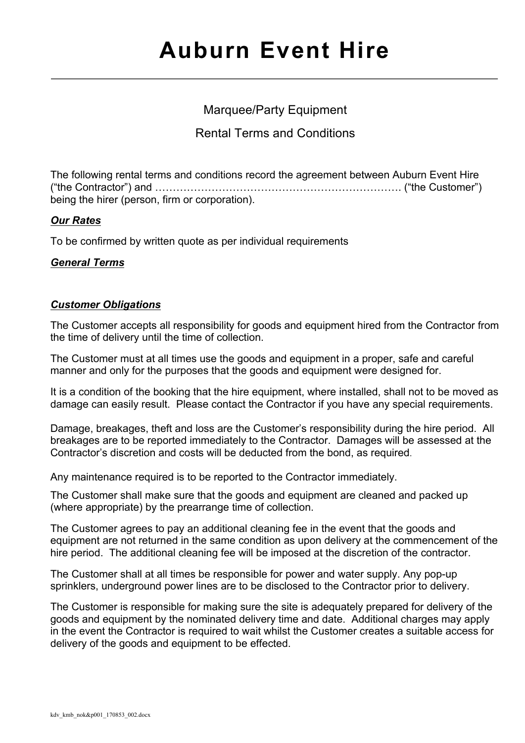# Auburn Event Hire

Marquee/Party Equipment

Rental Terms and Conditions

The following rental terms and conditions record the agreement between Auburn Event Hire ("the Contractor") and ……………………………………………………………. ("the Customer") being the hirer (person, firm or corporation).

***Our Rates***

To be confirmed by written quote as per individual requirements

***General Terms***

***Customer Obligations***

The Customer accepts all responsibility for goods and equipment hired from the Contractor from the time of delivery until the time of collection.

The Customer must at all times use the goods and equipment in a proper, safe and careful manner and only for the purposes that the goods and equipment were designed for.

It is a condition of the booking that the hire equipment, where installed, shall not to be moved as damage can easily result. Please contact the Contractor if you have any special requirements.

Damage, breakages, theft and loss are the Customer's responsibility during the hire period. All breakages are to be reported immediately to the Contractor. Damages will be assessed at the Contractor's discretion and costs will be deducted from the bond, as required.

Any maintenance required is to be reported to the Contractor immediately.

The Customer shall make sure that the goods and equipment are cleaned and packed up (where appropriate) by the prearrange time of collection.

The Customer agrees to pay an additional cleaning fee in the event that the goods and equipment are not returned in the same condition as upon delivery at the commencement of the hire period. The additional cleaning fee will be imposed at the discretion of the contractor.

The Customer shall at all times be responsible for power and water supply. Any pop-up sprinklers, underground power lines are to be disclosed to the Contractor prior to delivery.

The Customer is responsible for making sure the site is adequately prepared for delivery of the goods and equipment by the nominated delivery time and date. Additional charges may apply in the event the Contractor is required to wait whilst the Customer creates a suitable access for delivery of the goods and equipment to be effected.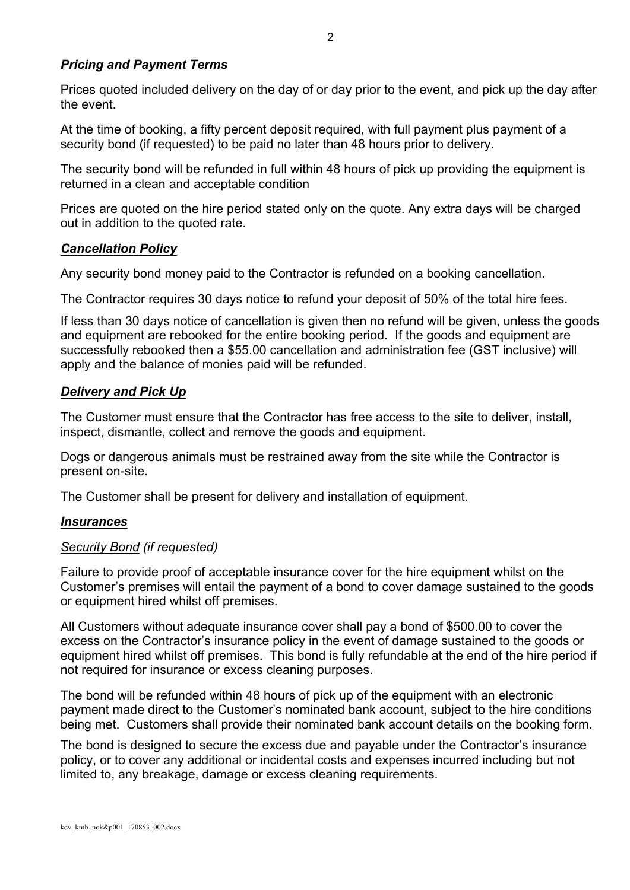### ***Pricing and Payment Terms***

Prices quoted included delivery on the day of or day prior to the event, and pick up the day after the event.

At the time of booking, a fifty percent deposit required, with full payment plus payment of a security bond (if requested) to be paid no later than 48 hours prior to delivery.

The security bond will be refunded in full within 48 hours of pick up providing the equipment is returned in a clean and acceptable condition

Prices are quoted on the hire period stated only on the quote. Any extra days will be charged out in addition to the quoted rate.

### ***Cancellation Policy***

Any security bond money paid to the Contractor is refunded on a booking cancellation.

The Contractor requires 30 days notice to refund your deposit of 50% of the total hire fees.

If less than 30 days notice of cancellation is given then no refund will be given, unless the goods and equipment are rebooked for the entire booking period. If the goods and equipment are successfully rebooked then a $55.00 cancellation and administration fee (GST inclusive) will apply and the balance of monies paid will be refunded.

### ***Delivery and Pick Up***

The Customer must ensure that the Contractor has free access to the site to deliver, install, inspect, dismantle, collect and remove the goods and equipment.

Dogs or dangerous animals must be restrained away from the site while the Contractor is present on-site.

The Customer shall be present for delivery and installation of equipment.

### ***Insurances***

*Security Bond (if requested)*

Failure to provide proof of acceptable insurance cover for the hire equipment whilst on the Customer's premises will entail the payment of a bond to cover damage sustained to the goods or equipment hired whilst off premises.

All Customers without adequate insurance cover shall pay a bond of $500.00 to cover the excess on the Contractor's insurance policy in the event of damage sustained to the goods or equipment hired whilst off premises. This bond is fully refundable at the end of the hire period if not required for insurance or excess cleaning purposes.

The bond will be refunded within 48 hours of pick up of the equipment with an electronic payment made direct to the Customer's nominated bank account, subject to the hire conditions being met. Customers shall provide their nominated bank account details on the booking form.

The bond is designed to secure the excess due and payable under the Contractor's insurance policy, or to cover any additional or incidental costs and expenses incurred including but not limited to, any breakage, damage or excess cleaning requirements.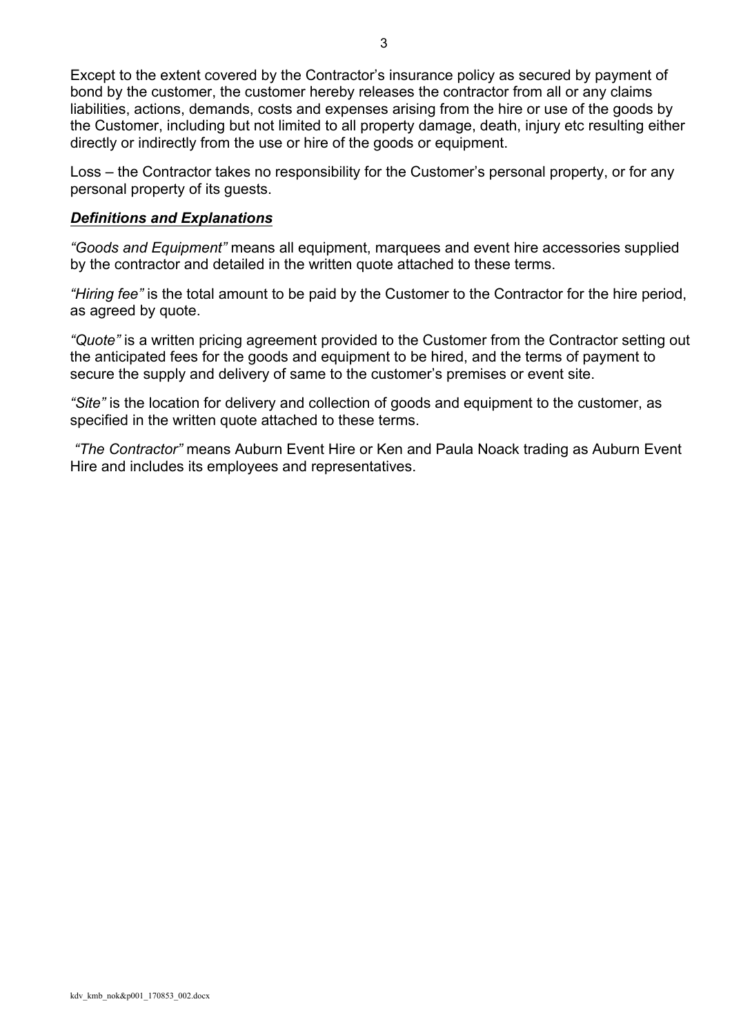Except to the extent covered by the Contractor's insurance policy as secured by payment of bond by the customer, the customer hereby releases the contractor from all or any claims liabilities, actions, demands, costs and expenses arising from the hire or use of the goods by the Customer, including but not limited to all property damage, death, injury etc resulting either directly or indirectly from the use or hire of the goods or equipment.

Loss – the Contractor takes no responsibility for the Customer's personal property, or for any personal property of its guests.

***Definitions and Explanations***

*"Goods and Equipment"* means all equipment, marquees and event hire accessories supplied by the contractor and detailed in the written quote attached to these terms.

*"Hiring fee"* is the total amount to be paid by the Customer to the Contractor for the hire period, as agreed by quote.

*"Quote"* is a written pricing agreement provided to the Customer from the Contractor setting out the anticipated fees for the goods and equipment to be hired, and the terms of payment to secure the supply and delivery of same to the customer's premises or event site.

*"Site"* is the location for delivery and collection of goods and equipment to the customer, as specified in the written quote attached to these terms.

*"The Contractor"* means Auburn Event Hire or Ken and Paula Noack trading as Auburn Event Hire and includes its employees and representatives.

kdv_kmb_nok&p001_170853_002.docx